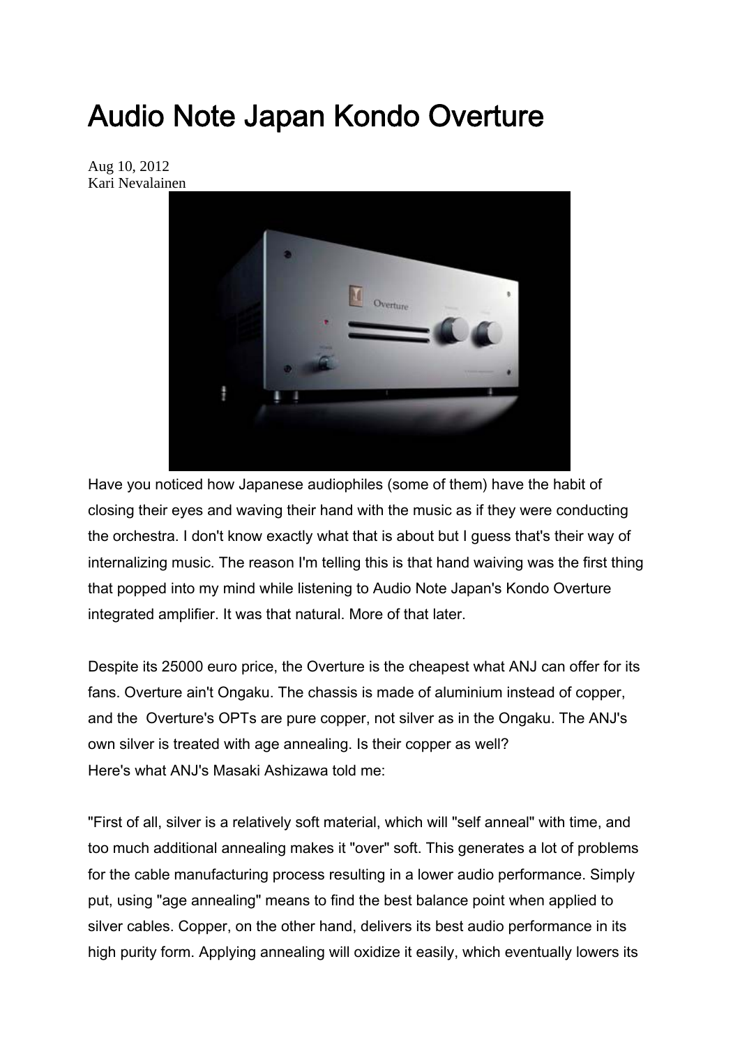# Audio Note Japan Kondo Overture

Aug 10, 2012
Kari Nevalainen

Have you noticed how Japanese audiophiles (some of them) have the habit of closing their eyes and waving their hand with the music as if they were conducting the orchestra. I don't know exactly what that is about but I guess that's their way of internalizing music. The reason I'm telling this is that hand waiving was the first thing that popped into my mind while listening to Audio Note Japan's Kondo Overture integrated amplifier. It was that natural. More of that later.

Despite its 25000 euro price, the Overture is the cheapest what ANJ can offer for its fans. Overture ain't Ongaku. The chassis is made of aluminium instead of copper, and the Overture's OPTs are pure copper, not silver as in the Ongaku. The ANJ's own silver is treated with age annealing. Is their copper as well?
Here's what ANJ's Masaki Ashizawa told me:

"First of all, silver is a relatively soft material, which will "self anneal" with time, and too much additional annealing makes it "over" soft. This generates a lot of problems for the cable manufacturing process resulting in a lower audio performance. Simply put, using "age annealing" means to find the best balance point when applied to silver cables. Copper, on the other hand, delivers its best audio performance in its high purity form. Applying annealing will oxidize it easily, which eventually lowers its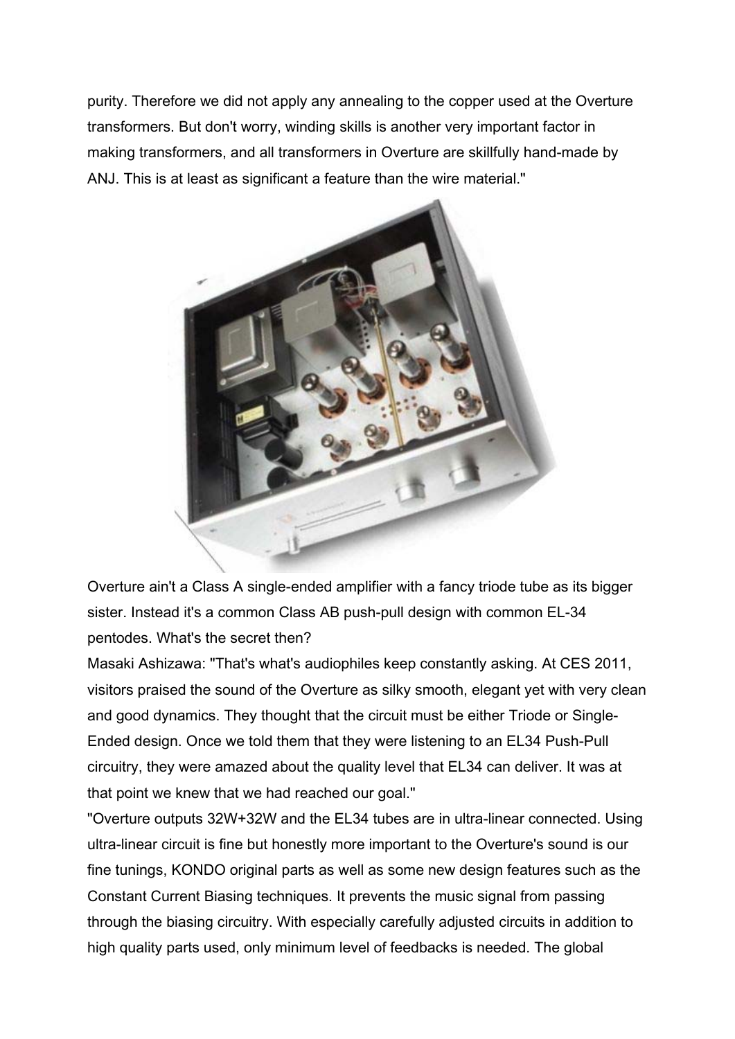purity. Therefore we did not apply any annealing to the copper used at the Overture transformers. But don't worry, winding skills is another very important factor in making transformers, and all transformers in Overture are skillfully hand-made by ANJ. This is at least as significant a feature than the wire material."

Overture ain't a Class A single-ended amplifier with a fancy triode tube as its bigger sister. Instead it's a common Class AB push-pull design with common EL-34 pentodes. What's the secret then?

Masaki Ashizawa: "That's what's audiophiles keep constantly asking. At CES 2011, visitors praised the sound of the Overture as silky smooth, elegant yet with very clean and good dynamics. They thought that the circuit must be either Triode or Single-Ended design. Once we told them that they were listening to an EL34 Push-Pull circuitry, they were amazed about the quality level that EL34 can deliver. It was at that point we knew that we had reached our goal."

"Overture outputs 32W+32W and the EL34 tubes are in ultra-linear connected. Using ultra-linear circuit is fine but honestly more important to the Overture's sound is our fine tunings, KONDO original parts as well as some new design features such as the Constant Current Biasing techniques. It prevents the music signal from passing through the biasing circuitry. With especially carefully adjusted circuits in addition to high quality parts used, only minimum level of feedbacks is needed. The global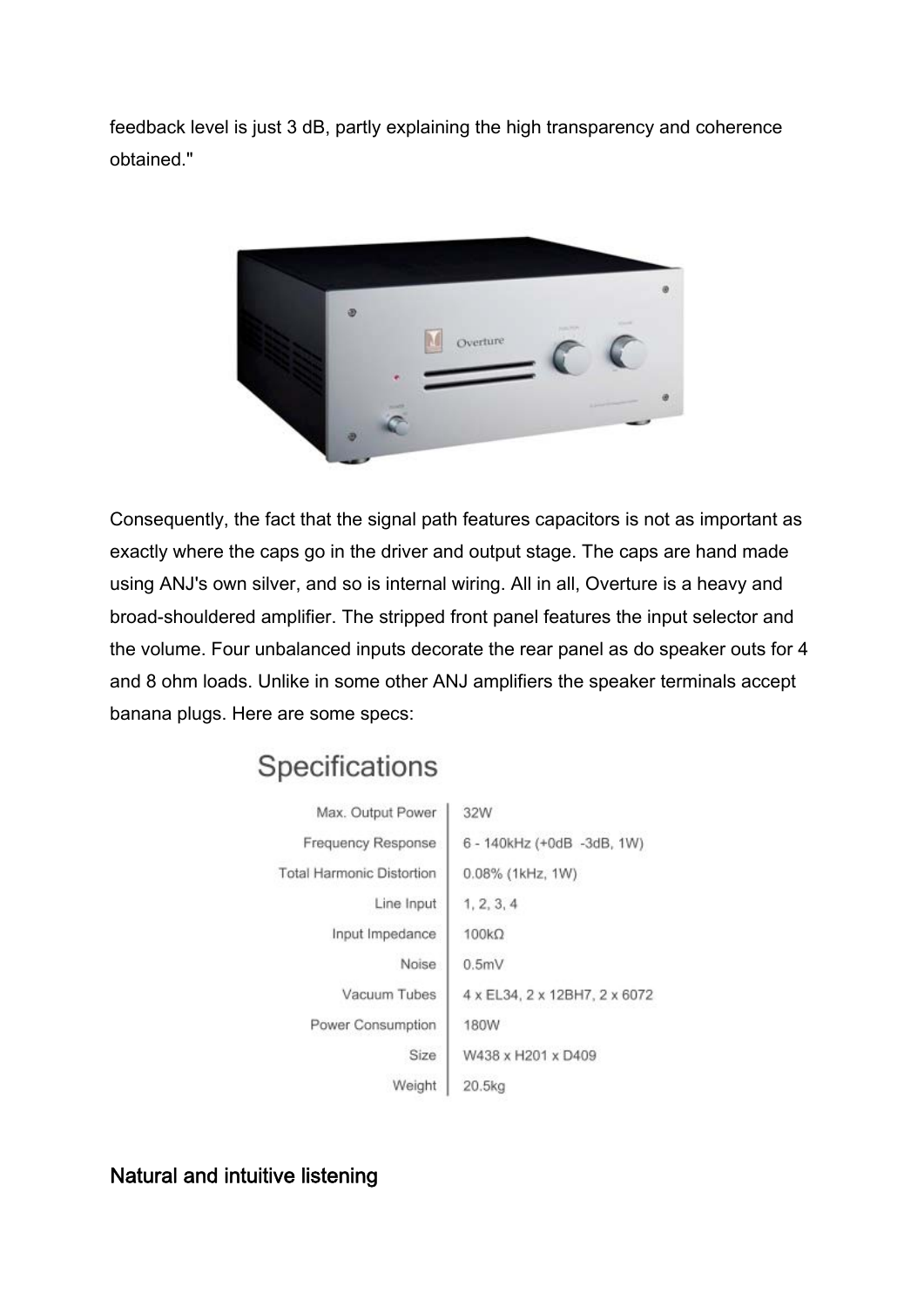feedback level is just 3 dB, partly explaining the high transparency and coherence obtained."

Consequently, the fact that the signal path features capacitors is not as important as exactly where the caps go in the driver and output stage. The caps are hand made using ANJ's own silver, and so is internal wiring. All in all, Overture is a heavy and broad-shouldered amplifier. The stripped front panel features the input selector and the volume. Four unbalanced inputs decorate the rear panel as do speaker outs for 4 and 8 ohm loads. Unlike in some other ANJ amplifiers the speaker terminals accept banana plugs. Here are some specs:

## Specifications

| | |
|---|---|
| Max. Output Power | 32W |
| Frequency Response | 6 - 140kHz (+0dB -3dB, 1W) |
| Total Harmonic Distortion | 0.08% (1kHz, 1W) |
| Line Input | 1, 2, 3, 4 |
| Input Impedance | 100kΩ |
| Noise | 0.5mV |
| Vacuum Tubes | 4 x EL34, 2 x 12BH7, 2 x 6072 |
| Power Consumption | 180W |
| Size | W438 x H201 x D409 |
| Weight | 20.5kg |

## Natural and intuitive listening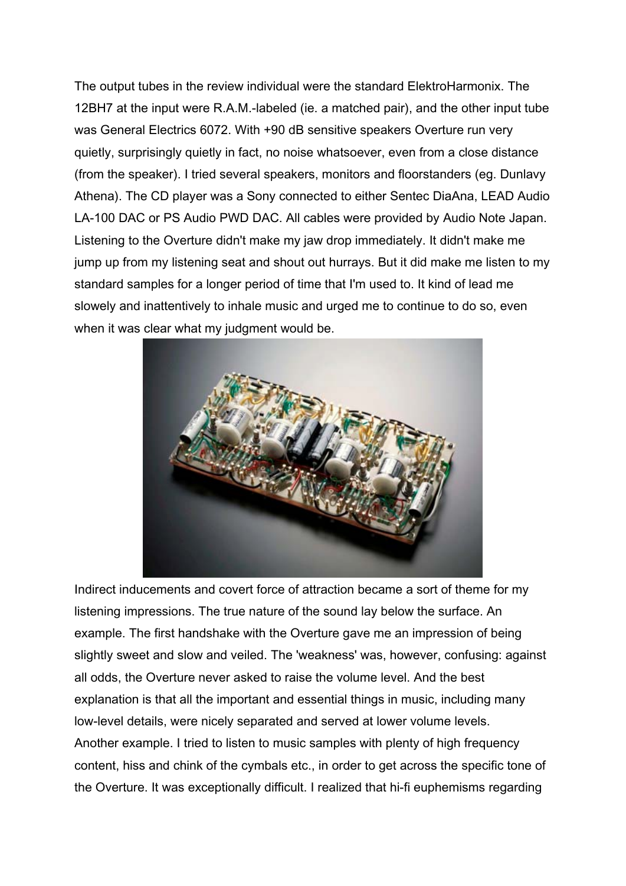The output tubes in the review individual were the standard ElektroHarmonix. The 12BH7 at the input were R.A.M.-labeled (ie. a matched pair), and the other input tube was General Electrics 6072. With +90 dB sensitive speakers Overture run very quietly, surprisingly quietly in fact, no noise whatsoever, even from a close distance (from the speaker). I tried several speakers, monitors and floorstanders (eg. Dunlavy Athena). The CD player was a Sony connected to either Sentec DiaAna, LEAD Audio LA-100 DAC or PS Audio PWD DAC. All cables were provided by Audio Note Japan. Listening to the Overture didn't make my jaw drop immediately. It didn't make me jump up from my listening seat and shout out hurrays. But it did make me listen to my standard samples for a longer period of time that I'm used to. It kind of lead me slowely and inattentively to inhale music and urged me to continue to do so, even when it was clear what my judgment would be.

Indirect inducements and covert force of attraction became a sort of theme for my listening impressions. The true nature of the sound lay below the surface. An example. The first handshake with the Overture gave me an impression of being slightly sweet and slow and veiled. The 'weakness' was, however, confusing: against all odds, the Overture never asked to raise the volume level. And the best explanation is that all the important and essential things in music, including many low-level details, were nicely separated and served at lower volume levels.
Another example. I tried to listen to music samples with plenty of high frequency content, hiss and chink of the cymbals etc., in order to get across the specific tone of the Overture. It was exceptionally difficult. I realized that hi-fi euphemisms regarding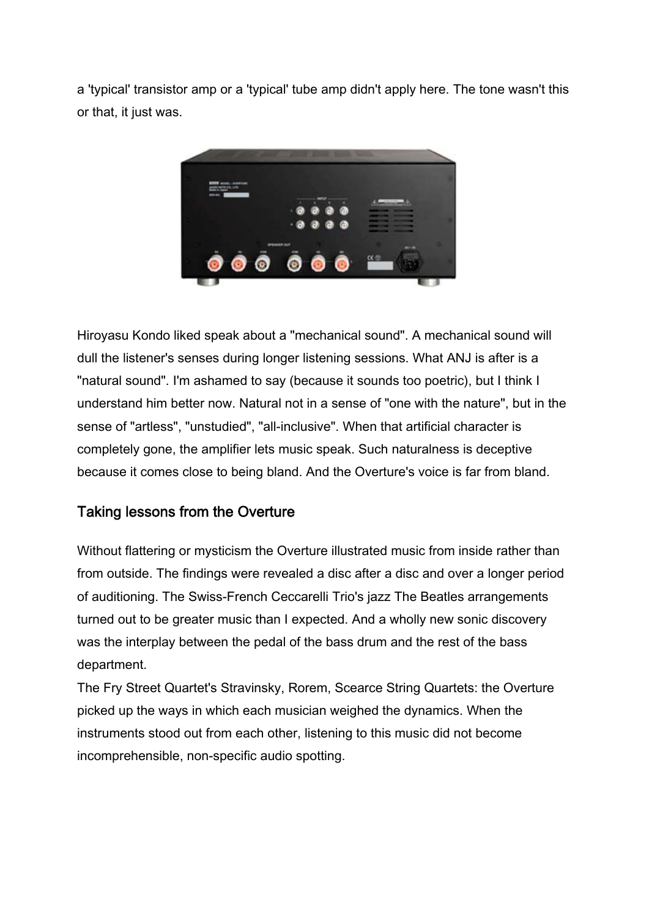a 'typical' transistor amp or a 'typical' tube amp didn't apply here. The tone wasn't this or that, it just was.

Hiroyasu Kondo liked speak about a "mechanical sound". A mechanical sound will dull the listener's senses during longer listening sessions. What ANJ is after is a "natural sound". I'm ashamed to say (because it sounds too poetric), but I think I understand him better now. Natural not in a sense of "one with the nature", but in the sense of "artless", "unstudied", "all-inclusive". When that artificial character is completely gone, the amplifier lets music speak. Such naturalness is deceptive because it comes close to being bland. And the Overture's voice is far from bland.

## Taking lessons from the Overture

Without flattering or mysticism the Overture illustrated music from inside rather than from outside. The findings were revealed a disc after a disc and over a longer period of auditioning. The Swiss-French Ceccarelli Trio's jazz The Beatles arrangements turned out to be greater music than I expected. And a wholly new sonic discovery was the interplay between the pedal of the bass drum and the rest of the bass department.

The Fry Street Quartet's Stravinsky, Rorem, Scearce String Quartets: the Overture picked up the ways in which each musician weighed the dynamics. When the instruments stood out from each other, listening to this music did not become incomprehensible, non-specific audio spotting.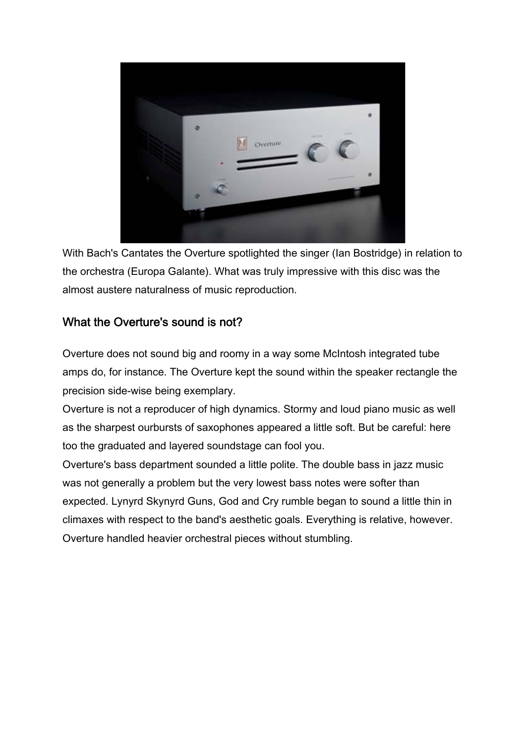With Bach's Cantates the Overture spotlighted the singer (Ian Bostridge) in relation to the orchestra (Europa Galante). What was truly impressive with this disc was the almost austere naturalness of music reproduction.

## What the Overture's sound is not?

Overture does not sound big and roomy in a way some McIntosh integrated tube amps do, for instance. The Overture kept the sound within the speaker rectangle the precision side-wise being exemplary.
Overture is not a reproducer of high dynamics. Stormy and loud piano music as well as the sharpest ourbursts of saxophones appeared a little soft. But be careful: here too the graduated and layered soundstage can fool you.
Overture's bass department sounded a little polite. The double bass in jazz music was not generally a problem but the very lowest bass notes were softer than expected. Lynyrd Skynyrd Guns, God and Cry rumble began to sound a little thin in climaxes with respect to the band's aesthetic goals. Everything is relative, however. Overture handled heavier orchestral pieces without stumbling.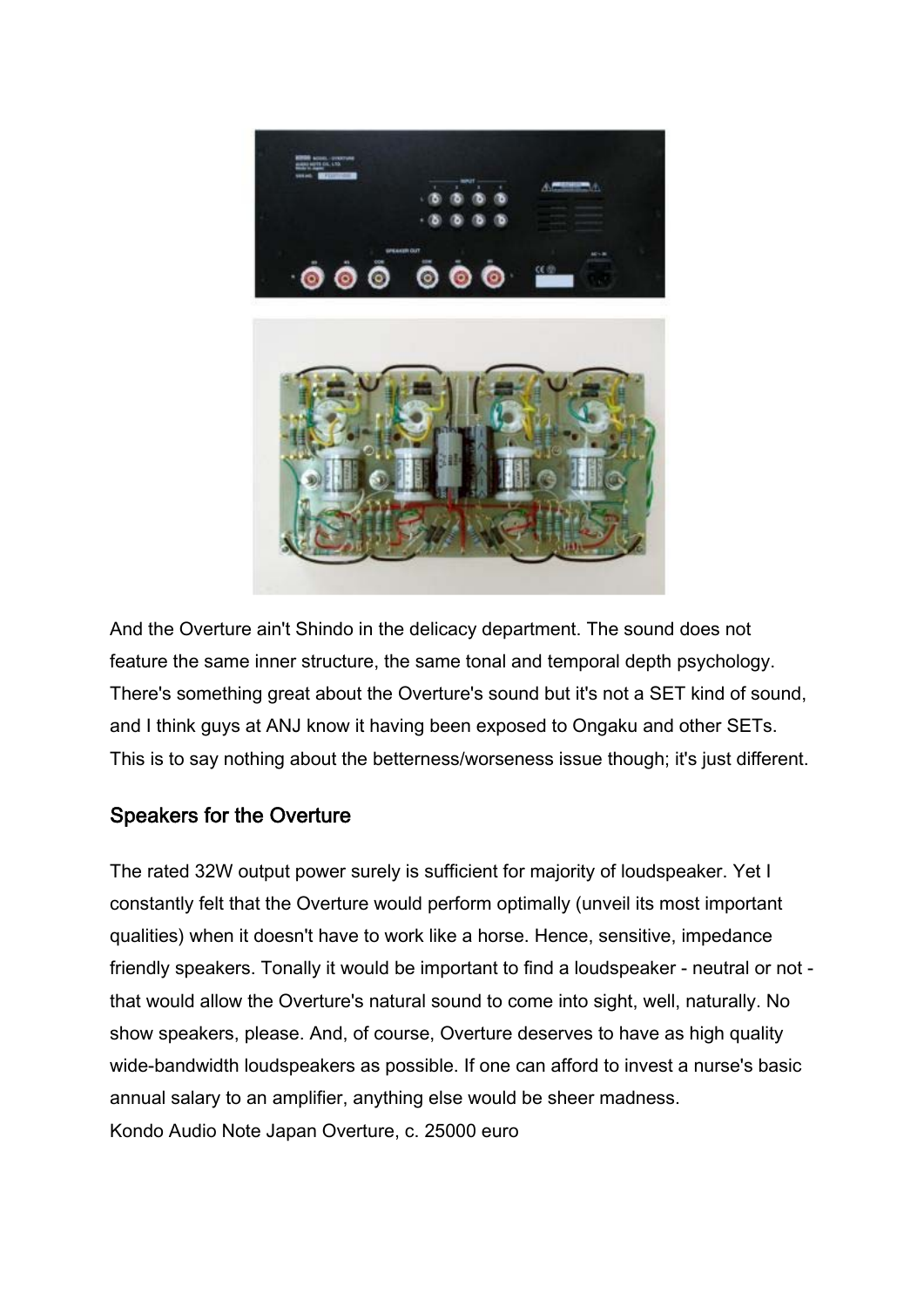And the Overture ain't Shindo in the delicacy department. The sound does not feature the same inner structure, the same tonal and temporal depth psychology. There's something great about the Overture's sound but it's not a SET kind of sound, and I think guys at ANJ know it having been exposed to Ongaku and other SETs. This is to say nothing about the betterness/worseness issue though; it's just different.

## Speakers for the Overture

The rated 32W output power surely is sufficient for majority of loudspeaker. Yet I constantly felt that the Overture would perform optimally (unveil its most important qualities) when it doesn't have to work like a horse. Hence, sensitive, impedance friendly speakers. Tonally it would be important to find a loudspeaker - neutral or not - that would allow the Overture's natural sound to come into sight, well, naturally. No show speakers, please. And, of course, Overture deserves to have as high quality wide-bandwidth loudspeakers as possible. If one can afford to invest a nurse's basic annual salary to an amplifier, anything else would be sheer madness.

Kondo Audio Note Japan Overture, c. 25000 euro